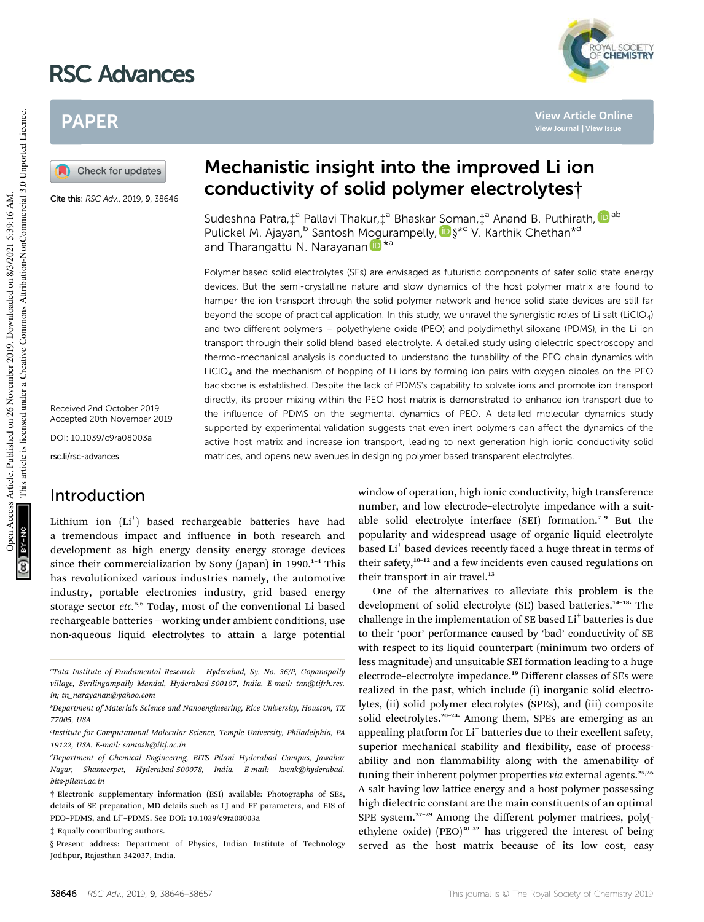# Mechanistic insight into the improved Li ion conductivity of solid polymer electrolytes†

Sudeshna Patra,‡[a] Pallavi Thakur,‡[a] Bhaskar Soman,‡[a] Anand B. Puthirath,[ab] Pulickel M. Ajayan,[b] Santosh Mogurampelly,§*[c] V. Karthik Chethan*[d] and Tharangattu N. Narayanan*[a]

Cite this: RSC Adv., 2019, 9, 38646

Received 2nd October 2019
Accepted 20th November 2019

DOI: 10.1039/c9ra08003a

rsc.li/rsc-advances

Polymer based solid electrolytes (SEs) are envisaged as futuristic components of safer solid state energy devices. But the semi-crystalline nature and slow dynamics of the host polymer matrix are found to hamper the ion transport through the solid polymer network and hence solid state devices are still far beyond the scope of practical application. In this study, we unravel the synergistic roles of Li salt ($LiClO_4$) and two different polymers – polyethylene oxide (PEO) and polydimethyl siloxane (PDMS), in the Li ion transport through their solid blend based electrolyte. A detailed study using dielectric spectroscopy and thermo-mechanical analysis is conducted to understand the tunability of the PEO chain dynamics with $LiClO_4$ and the mechanism of hopping of Li ions by forming ion pairs with oxygen dipoles on the PEO backbone is established. Despite the lack of PDMS's capability to solvate ions and promote ion transport directly, its proper mixing within the PEO host matrix is demonstrated to enhance ion transport due to the influence of PDMS on the segmental dynamics of PEO. A detailed molecular dynamics study supported by experimental validation suggests that even inert polymers can affect the dynamics of the active host matrix and increase ion transport, leading to next generation high ionic conductivity solid matrices, and opens new avenues in designing polymer based transparent electrolytes.

## Introduction

Lithium ion ($Li^+$) based rechargeable batteries have had a tremendous impact and influence in both research and development as high energy density energy storage devices since their commercialization by Sony (Japan) in 1990.[1–4] This has revolutionized various industries namely, the automotive industry, portable electronics industry, grid based energy storage sector *etc.*[5,6] Today, most of the conventional Li based rechargeable batteries – working under ambient conditions, use non-aqueous liquid electrolytes to attain a large potential window of operation, high ionic conductivity, high transference number, and low electrode–electrolyte impedance with a suitable solid electrolyte interface (SEI) formation.[7–9] But the popularity and widespread usage of organic liquid electrolyte based $Li^+$ based devices recently faced a huge threat in terms of their safety,[10–12] and a few incidents even caused regulations on their transport in air travel.[13]

One of the alternatives to alleviate this problem is the development of solid electrolyte (SE) based batteries.[14–18] The challenge in the implementation of SE based $Li^+$ batteries is due to their 'poor' performance caused by 'bad' conductivity of SE with respect to its liquid counterpart (minimum two orders of less magnitude) and unsuitable SEI formation leading to a huge electrode–electrolyte impedance.[19] Different classes of SEs were realized in the past, which include (i) inorganic solid electrolytes, (ii) solid polymer electrolytes (SPEs), and (iii) composite solid electrolytes.[20–24] Among them, SPEs are emerging as an appealing platform for $Li^+$ batteries due to their excellent safety, superior mechanical stability and flexibility, ease of processability and non flammability along with the amenability of tuning their inherent polymer properties *via* external agents.[25,26] A salt having low lattice energy and a host polymer possessing high dielectric constant are the main constituents of an optimal SPE system.[27–29] Among the different polymer matrices, poly(ethylene oxide) (PEO)[30–32] has triggered the interest of being served as the host matrix because of its low cost, easy

---

[a] Tata Institute of Fundamental Research – Hyderabad, Sy. No. 36/P, Gopanapally village, Serilingampally Mandal, Hyderabad-500107, India. E-mail: tnn@tifrh.res.in; tn_narayanan@yahoo.com

[b] Department of Materials Science and Nanoengineering, Rice University, Houston, TX 77005, USA

[c] Institute for Computational Molecular Science, Temple University, Philadelphia, PA 19122, USA. E-mail: santosh@iitj.ac.in

[d] Department of Chemical Engineering, BITS Pilani Hyderabad Campus, Jawahar Nagar, Shameerpet, Hyderabad-500078, India. E-mail: kvenk@hyderabad.bits-pilani.ac.in

† Electronic supplementary information (ESI) available: Photographs of SEs, details of SE preparation, MD details such as LJ and FF parameters, and EIS of PEO–PDMS, and $Li^+$–PDMS. See DOI: 10.1039/c9ra08003a

‡ Equally contributing authors.

§ Present address: Department of Physics, Indian Institute of Technology Jodhpur, Rajasthan 342037, India.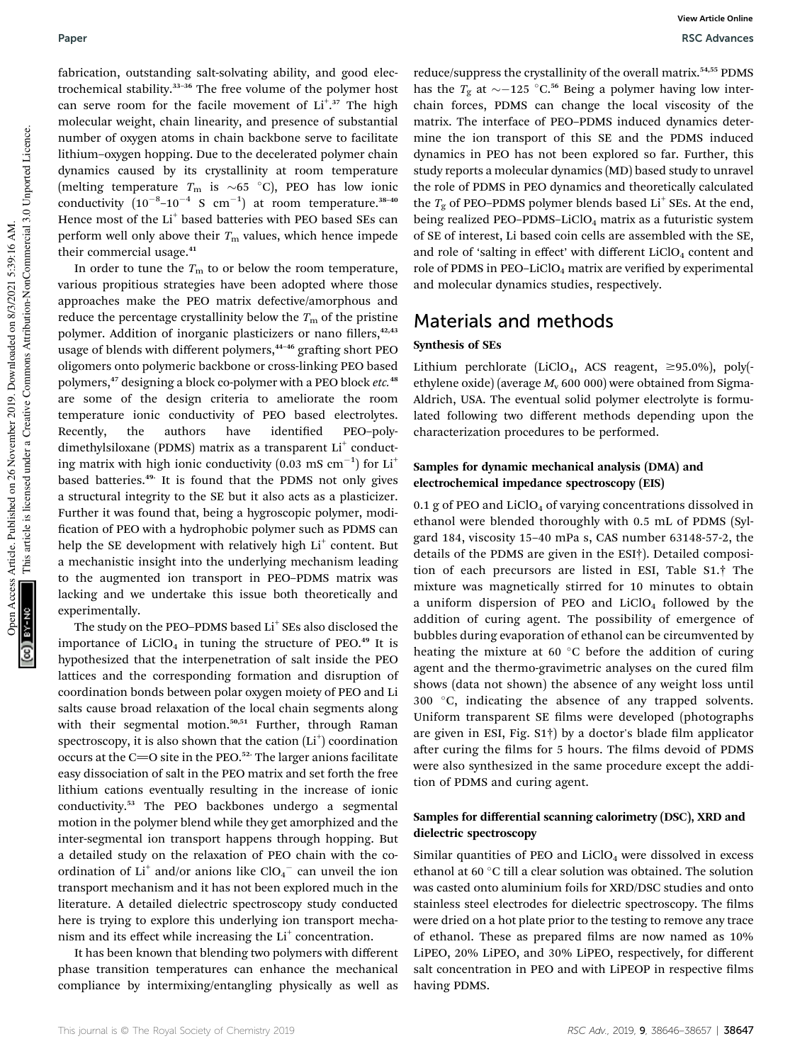fabrication, outstanding salt-solvating ability, and good electrochemical stability.[33–36] The free volume of the polymer host can serve room for the facile movement of $Li^+$.[37] The high molecular weight, chain linearity, and presence of substantial number of oxygen atoms in chain backbone serve to facilitate lithium–oxygen hopping. Due to the decelerated polymer chain dynamics caused by its crystallinity at room temperature (melting temperature $T_m$ is ∼65 °C), PEO has low ionic conductivity ($10^{-8}$–$10^{-4}$ S $cm^{-1}$) at room temperature.[38–40] Hence most of the $Li^+$ based batteries with PEO based SEs can perform well only above their $T_m$ values, which hence impede their commercial usage.[41]

In order to tune the $T_m$ to or below the room temperature, various propitious strategies have been adopted where those approaches make the PEO matrix defective/amorphous and reduce the percentage crystallinity below the $T_m$ of the pristine polymer. Addition of inorganic plasticizers or nano fillers,[42,43] usage of blends with different polymers,[44–46] grafting short PEO oligomers onto polymeric backbone or cross-linking PEO based polymers,[47] designing a block co-polymer with a PEO block *etc.*[48] are some of the design criteria to ameliorate the room temperature ionic conductivity of PEO based electrolytes. Recently, the authors have identified PEO–polydimethylsiloxane (PDMS) matrix as a transparent $Li^+$ conducting matrix with high ionic conductivity (0.03 mS $cm^{-1}$) for $Li^+$ based batteries.[49] It is found that the PDMS not only gives a structural integrity to the SE but it also acts as a plasticizer. Further it was found that, being a hygroscopic polymer, modification of PEO with a hydrophobic polymer such as PDMS can help the SE development with relatively high $Li^+$ content. But a mechanistic insight into the underlying mechanism leading to the augmented ion transport in PEO–PDMS matrix was lacking and we undertake this issue both theoretically and experimentally.

The study on the PEO–PDMS based $Li^+$ SEs also disclosed the importance of $LiClO_4$ in tuning the structure of PEO.[49] It is hypothesized that the interpenetration of salt inside the PEO lattices and the corresponding formation and disruption of coordination bonds between polar oxygen moiety of PEO and Li salts cause broad relaxation of the local chain segments along with their segmental motion.[50,51] Further, through Raman spectroscopy, it is also shown that the cation ($Li^+$) coordination occurs at the C=O site in the PEO.[52] The larger anions facilitate easy dissociation of salt in the PEO matrix and set forth the free lithium cations eventually resulting in the increase of ionic conductivity.[53] The PEO backbones undergo a segmental motion in the polymer blend while they get amorphized and the inter-segmental ion transport happens through hopping. But a detailed study on the relaxation of PEO chain with the coordination of $Li^+$ and/or anions like $ClO_4^-$ can unveil the ion transport mechanism and it has not been explored much in the literature. A detailed dielectric spectroscopy study conducted here is trying to explore this underlying ion transport mechanism and its effect while increasing the $Li^+$ concentration.

It has been known that blending two polymers with different phase transition temperatures can enhance the mechanical compliance by intermixing/entangling physically as well as reduce/suppress the crystallinity of the overall matrix.[54,55] PDMS has the $T_g$ at ∼−125 °C.[56] Being a polymer having low interchain forces, PDMS can change the local viscosity of the matrix. The interface of PEO–PDMS induced dynamics determine the ion transport of this SE and the PDMS induced dynamics in PEO has not been explored so far. Further, this study reports a molecular dynamics (MD) based study to unravel the role of PDMS in PEO dynamics and theoretically calculated the $T_g$ of PEO–PDMS polymer blends based $Li^+$ SEs. At the end, being realized PEO–PDMS–$LiClO_4$ matrix as a futuristic system of SE of interest, Li based coin cells are assembled with the SE, and role of 'salting in effect' with different $LiClO_4$ content and role of PDMS in PEO–$LiClO_4$ matrix are verified by experimental and molecular dynamics studies, respectively.

## Materials and methods

### Synthesis of SEs

Lithium perchlorate ($LiClO_4$, ACS reagent, ≥95.0%), poly(ethylene oxide) (average $M_v$ 600 000) were obtained from Sigma-Aldrich, USA. The eventual solid polymer electrolyte is formulated following two different methods depending upon the characterization procedures to be performed.

### Samples for dynamic mechanical analysis (DMA) and electrochemical impedance spectroscopy (EIS)

0.1 g of PEO and $LiClO_4$ of varying concentrations dissolved in ethanol were blended thoroughly with 0.5 mL of PDMS (Sylgard 184, viscosity 15–40 mPa s, CAS number 63148-57-2, the details of the PDMS are given in the ESI†). Detailed composition of each precursors are listed in ESI, Table S1.† The mixture was magnetically stirred for 10 minutes to obtain a uniform dispersion of PEO and $LiClO_4$ followed by the addition of curing agent. The possibility of emergence of bubbles during evaporation of ethanol can be circumvented by heating the mixture at 60 °C before the addition of curing agent and the thermo-gravimetric analyses on the cured film shows (data not shown) the absence of any weight loss until 300 °C, indicating the absence of any trapped solvents. Uniform transparent SE films were developed (photographs are given in ESI, Fig. S1†) by a doctor's blade film applicator after curing the films for 5 hours. The films devoid of PDMS were also synthesized in the same procedure except the addition of PDMS and curing agent.

### Samples for differential scanning calorimetry (DSC), XRD and dielectric spectroscopy

Similar quantities of PEO and $LiClO_4$ were dissolved in excess ethanol at 60 °C till a clear solution was obtained. The solution was casted onto aluminium foils for XRD/DSC studies and onto stainless steel electrodes for dielectric spectroscopy. The films were dried on a hot plate prior to the testing to remove any trace of ethanol. These as prepared films are now named as 10% LiPEO, 20% LiPEO, and 30% LiPEO, respectively, for different salt concentration in PEO and with LiPEOP in respective films having PDMS.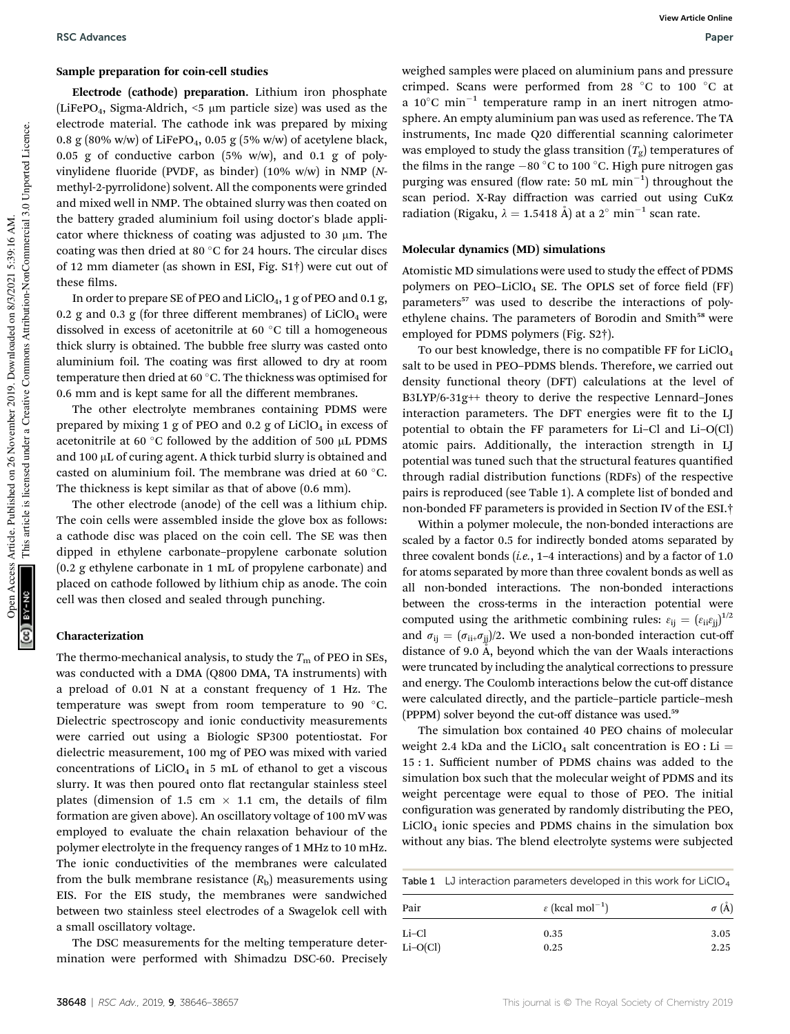### Sample preparation for coin-cell studies

**Electrode (cathode) preparation.** Lithium iron phosphate ($LiFePO_4$, Sigma-Aldrich, <5 μm particle size) was used as the electrode material. The cathode ink was prepared by mixing 0.8 g (80% w/w) of $LiFePO_4$, 0.05 g (5% w/w) of acetylene black, 0.05 g of conductive carbon (5% w/w), and 0.1 g of polyvinylidene fluoride (PVDF, as binder) (10% w/w) in NMP (*N*-methyl-2-pyrrolidone) solvent. All the components were grinded and mixed well in NMP. The obtained slurry was then coated on the battery graded aluminium foil using doctor's blade applicator where thickness of coating was adjusted to 30 μm. The coating was then dried at 80 °C for 24 hours. The circular discs of 12 mm diameter (as shown in ESI, Fig. S1†) were cut out of these films.

In order to prepare SE of PEO and $LiClO_4$, 1 g of PEO and 0.1 g, 0.2 g and 0.3 g (for three different membranes) of $LiClO_4$ were dissolved in excess of acetonitrile at 60 °C till a homogeneous thick slurry is obtained. The bubble free slurry was casted onto aluminium foil. The coating was first allowed to dry at room temperature then dried at 60 °C. The thickness was optimised for 0.6 mm and is kept same for all the different membranes.

The other electrolyte membranes containing PDMS were prepared by mixing 1 g of PEO and 0.2 g of $LiClO_4$ in excess of acetonitrile at 60 °C followed by the addition of 500 μL PDMS and 100 μL of curing agent. A thick turbid slurry is obtained and casted on aluminium foil. The membrane was dried at 60 °C. The thickness is kept similar as that of above (0.6 mm).

The other electrode (anode) of the cell was a lithium chip. The coin cells were assembled inside the glove box as follows: a cathode disc was placed on the coin cell. The SE was then dipped in ethylene carbonate–propylene carbonate solution (0.2 g ethylene carbonate in 1 mL of propylene carbonate) and placed on cathode followed by lithium chip as anode. The coin cell was then closed and sealed through punching.

### Characterization

The thermo-mechanical analysis, to study the $T_m$ of PEO in SEs, was conducted with a DMA (Q800 DMA, TA instruments) with a preload of 0.01 N at a constant frequency of 1 Hz. The temperature was swept from room temperature to 90 °C. Dielectric spectroscopy and ionic conductivity measurements were carried out using a Biologic SP300 potentiostat. For dielectric measurement, 100 mg of PEO was mixed with varied concentrations of $LiClO_4$ in 5 mL of ethanol to get a viscous slurry. It was then poured onto flat rectangular stainless steel plates (dimension of 1.5 cm × 1.1 cm, the details of film formation are given above). An oscillatory voltage of 100 mV was employed to evaluate the chain relaxation behaviour of the polymer electrolyte in the frequency ranges of 1 MHz to 10 mHz. The ionic conductivities of the membranes were calculated from the bulk membrane resistance ($R_b$) measurements using EIS. For the EIS study, the membranes were sandwiched between two stainless steel electrodes of a Swagelok cell with a small oscillatory voltage.

The DSC measurements for the melting temperature determination were performed with Shimadzu DSC-60. Precisely weighed samples were placed on aluminium pans and pressure crimped. Scans were performed from 28 °C to 100 °C at a 10 °C min$^{-1}$ temperature ramp in an inert nitrogen atmosphere. An empty aluminium pan was used as reference. The TA instruments, Inc made Q20 differential scanning calorimeter was employed to study the glass transition ($T_g$) temperatures of the films in the range −80 °C to 100 °C. High pure nitrogen gas purging was ensured (flow rate: 50 mL min$^{-1}$) throughout the scan period. X-Ray diffraction was carried out using CuKα radiation (Rigaku, λ = 1.5418 Å) at a 2° min$^{-1}$ scan rate.

### Molecular dynamics (MD) simulations

Atomistic MD simulations were used to study the effect of PDMS polymers on PEO–$LiClO_4$ SE. The OPLS set of force field (FF) parameters[57] was used to describe the interactions of polyethylene chains. The parameters of Borodin and Smith[58] were employed for PDMS polymers (Fig. S2†).

To our best knowledge, there is no compatible FF for $LiClO_4$ salt to be used in PEO–PDMS blends. Therefore, we carried out density functional theory (DFT) calculations at the level of B3LYP/6-31g++ theory to derive the respective Lennard–Jones interaction parameters. The DFT energies were fit to the LJ potential to obtain the FF parameters for Li–Cl and Li–O(Cl) atomic pairs. Additionally, the interaction strength in LJ potential was tuned such that the structural features quantified through radial distribution functions (RDFs) of the respective pairs is reproduced (see Table 1). A complete list of bonded and non-bonded FF parameters is provided in Section IV of the ESI.†

Within a polymer molecule, the non-bonded interactions are scaled by a factor 0.5 for indirectly bonded atoms separated by three covalent bonds (*i.e.*, 1–4 interactions) and by a factor of 1.0 for atoms separated by more than three covalent bonds as well as all non-bonded interactions. The non-bonded interactions between the cross-terms in the interaction potential were computed using the arithmetic combining rules: $\varepsilon_{ij} = (\varepsilon_{ii}\varepsilon_{jj})^{1/2}$ and $\sigma_{ij} = (\sigma_{ii+}\sigma_{jj})/2$. We used a non-bonded interaction cut-off distance of 9.0 Å, beyond which the van der Waals interactions were truncated by including the analytical corrections to pressure and energy. The Coulomb interactions below the cut-off distance were calculated directly, and the particle–particle particle–mesh (PPPM) solver beyond the cut-off distance was used.[59]

The simulation box contained 40 PEO chains of molecular weight 2.4 kDa and the $LiClO_4$ salt concentration is EO : Li = 15 : 1. Sufficient number of PDMS chains was added to the simulation box such that the molecular weight of PDMS and its weight percentage were equal to those of PEO. The initial configuration was generated by randomly distributing the PEO, $LiClO_4$ ionic species and PDMS chains in the simulation box without any bias. The blend electrolyte systems were subjected

Table 1 LJ interaction parameters developed in this work for $LiClO_4$

| Pair | ε (kcal mol$^{-1}$) | σ (Å) |
|---|---|---|
| Li–Cl | 0.35 | 3.05 |
| Li–O(Cl) | 0.25 | 2.25 |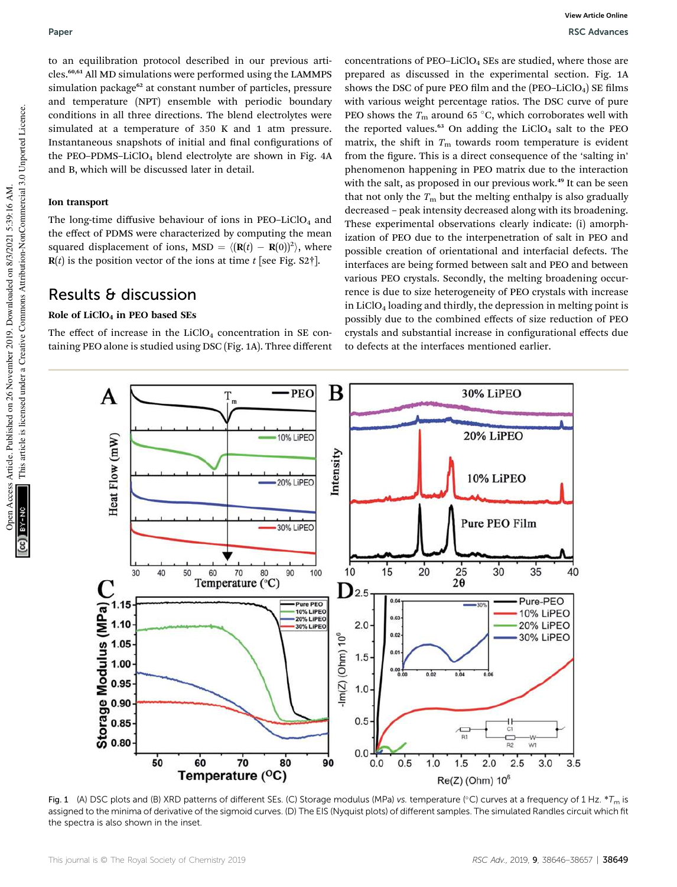to an equilibration protocol described in our previous articles.[60,61] All MD simulations were performed using the LAMMPS simulation package[62] at constant number of particles, pressure and temperature (NPT) ensemble with periodic boundary conditions in all three directions. The blend electrolytes were simulated at a temperature of 350 K and 1 atm pressure. Instantaneous snapshots of initial and final configurations of the PEO–PDMS–$LiClO_4$ blend electrolyte are shown in Fig. 4A and B, which will be discussed later in detail.

### Ion transport

The long-time diffusive behaviour of ions in PEO–$LiClO_4$ and the effect of PDMS were characterized by computing the mean squared displacement of ions, MSD = $\langle(\mathbf{R}(t) - \mathbf{R}(0))^2\rangle$, where $\mathbf{R}(t)$ is the position vector of the ions at time $t$ [see Fig. S2†].

## Results & discussion

### Role of $LiClO_4$ in PEO based SEs

The effect of increase in the $LiClO_4$ concentration in SE containing PEO alone is studied using DSC (Fig. 1A). Three different concentrations of PEO–$LiClO_4$ SEs are studied, where those are prepared as discussed in the experimental section. Fig. 1A shows the DSC of pure PEO film and the (PEO–$LiClO_4$) SE films with various weight percentage ratios. The DSC curve of pure PEO shows the $T_m$ around 65 °C, which corroborates well with the reported values.[63] On adding the $LiClO_4$ salt to the PEO matrix, the shift in $T_m$ towards room temperature is evident from the figure. This is a direct consequence of the 'salting in' phenomenon happening in PEO matrix due to the interaction with the salt, as proposed in our previous work.[49] It can be seen that not only the $T_m$ but the melting enthalpy is also gradually decreased – peak intensity decreased along with its broadening. These experimental observations clearly indicate: (i) amorphization of PEO due to the interpenetration of salt in PEO and possible creation of orientational and interfacial defects. The interfaces are being formed between salt and PEO and between various PEO crystals. Secondly, the melting broadening occurrence is due to size heterogeneity of PEO crystals with increase in $LiClO_4$ loading and thirdly, the depression in melting point is possibly due to the combined effects of size reduction of PEO crystals and substantial increase in configurational effects due to defects at the interfaces mentioned earlier.

Fig. 1 (A) DSC plots and (B) XRD patterns of different SEs. (C) Storage modulus (MPa) vs. temperature (°C) curves at a frequency of 1 Hz. *$T_m$ is assigned to the minima of derivative of the sigmoid curves. (D) The EIS (Nyquist plots) of different samples. The simulated Randles circuit which fit the spectra is also shown in the inset.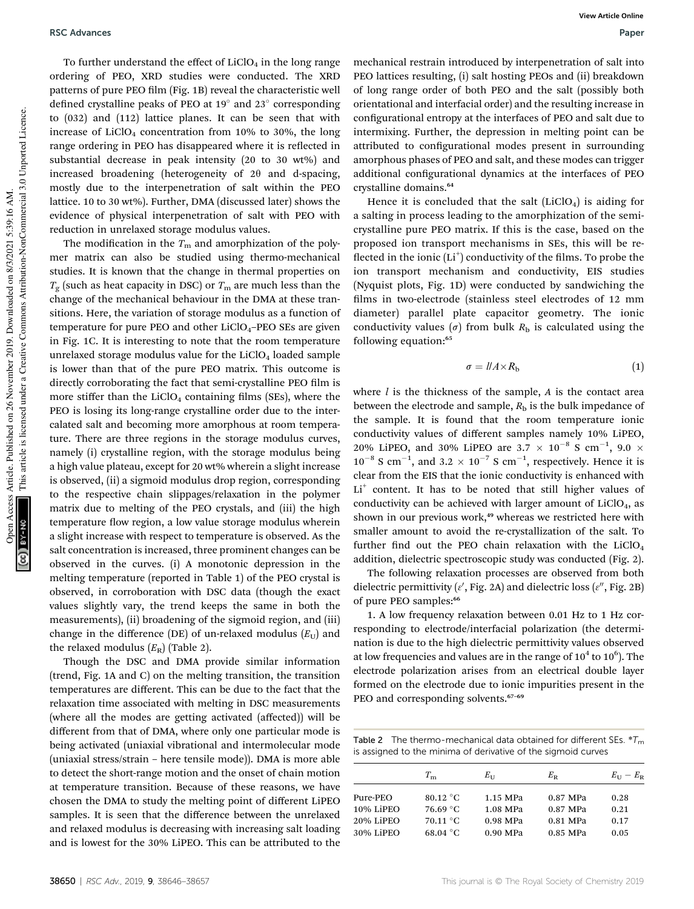To further understand the effect of $LiClO_4$ in the long range ordering of PEO, XRD studies were conducted. The XRD patterns of pure PEO film (Fig. 1B) reveal the characteristic well defined crystalline peaks of PEO at 19° and 23° corresponding to (032) and (112) lattice planes. It can be seen that with increase of $LiClO_4$ concentration from 10% to 30%, the long range ordering in PEO has disappeared where it is reflected in substantial decrease in peak intensity (20 to 30 wt%) and increased broadening (heterogeneity of 2θ and d-spacing, mostly due to the interpenetration of salt within the PEO lattice. 10 to 30 wt%). Further, DMA (discussed later) shows the evidence of physical interpenetration of salt with PEO with reduction in unrelaxed storage modulus values.

The modification in the $T_m$ and amorphization of the polymer matrix can also be studied using thermo-mechanical studies. It is known that the change in thermal properties on $T_g$ (such as heat capacity in DSC) or $T_m$ are much less than the change of the mechanical behaviour in the DMA at these transitions. Here, the variation of storage modulus as a function of temperature for pure PEO and other $LiClO_4$–PEO SEs are given in Fig. 1C. It is interesting to note that the room temperature unrelaxed storage modulus value for the $LiClO_4$ loaded sample is lower than that of the pure PEO matrix. This outcome is directly corroborating the fact that semi-crystalline PEO film is more stiffer than the $LiClO_4$ containing films (SEs), where the PEO is losing its long-range crystalline order due to the intercalated salt and becoming more amorphous at room temperature. There are three regions in the storage modulus curves, namely (i) crystalline region, with the storage modulus being a high value plateau, except for 20 wt% wherein a slight increase is observed, (ii) a sigmoid modulus drop region, corresponding to the respective chain slippages/relaxation in the polymer matrix due to melting of the PEO crystals, and (iii) the high temperature flow region, a low value storage modulus wherein a slight increase with respect to temperature is observed. As the salt concentration is increased, three prominent changes can be observed in the curves. (i) A monotonic depression in the melting temperature (reported in Table 1) of the PEO crystal is observed, in corroboration with DSC data (though the exact values slightly vary, the trend keeps the same in both the measurements), (ii) broadening of the sigmoid region, and (iii) change in the difference (DE) of un-relaxed modulus ($E_U$) and the relaxed modulus ($E_R$) (Table 2).

Though the DSC and DMA provide similar information (trend, Fig. 1A and C) on the melting transition, the transition temperatures are different. This can be due to the fact that the relaxation time associated with melting in DSC measurements (where all the modes are getting activated (affected)) will be different from that of DMA, where only one particular mode is being activated (uniaxial vibrational and intermolecular mode (uniaxial stress/strain – here tensile mode)). DMA is more able to detect the short-range motion and the onset of chain motion at temperature transition. Because of these reasons, we have chosen the DMA to study the melting point of different LiPEO samples. It is seen that the difference between the unrelaxed and relaxed modulus is decreasing with increasing salt loading and is lowest for the 30% LiPEO. This can be attributed to the mechanical restrain introduced by interpenetration of salt into PEO lattices resulting, (i) salt hosting PEOs and (ii) breakdown of long range order of both PEO and the salt (possibly both orientational and interfacial order) and the resulting increase in configurational entropy at the interfaces of PEO and salt due to intermixing. Further, the depression in melting point can be attributed to configurational modes present in surrounding amorphous phases of PEO and salt, and these modes can trigger additional configurational dynamics at the interfaces of PEO crystalline domains.[64]

Hence it is concluded that the salt ($LiClO_4$) is aiding for a salting in process leading to the amorphization of the semi-crystalline pure PEO matrix. If this is the case, based on the proposed ion transport mechanisms in SEs, this will be reflected in the ionic ($Li^+$) conductivity of the films. To probe the ion transport mechanism and conductivity, EIS studies (Nyquist plots, Fig. 1D) were conducted by sandwiching the films in two-electrode (stainless steel electrodes of 12 mm diameter) parallel plate capacitor geometry. The ionic conductivity values ($\sigma$) from bulk $R_b$ is calculated using the following equation:[65]

$$\sigma = l/A \times R_b \tag{1}$$

where $l$ is the thickness of the sample, $A$ is the contact area between the electrode and sample, $R_b$ is the bulk impedance of the sample. It is found that the room temperature ionic conductivity values of different samples namely 10% LiPEO, 20% LiPEO, and 30% LiPEO are $3.7 \times 10^{-8}$ S cm$^{-1}$, $9.0 \times 10^{-8}$ S cm$^{-1}$, and $3.2 \times 10^{-7}$ S cm$^{-1}$, respectively. Hence it is clear from the EIS that the ionic conductivity is enhanced with $Li^+$ content. It has to be noted that still higher values of conductivity can be achieved with larger amount of $LiClO_4$, as shown in our previous work,[49] whereas we restricted here with smaller amount to avoid the re-crystallization of the salt. To further find out the PEO chain relaxation with the $LiClO_4$ addition, dielectric spectroscopic study was conducted (Fig. 2).

The following relaxation processes are observed from both dielectric permittivity ($\varepsilon'$, Fig. 2A) and dielectric loss ($\varepsilon''$, Fig. 2B) of pure PEO samples:[66]

1. A low frequency relaxation between 0.01 Hz to 1 Hz corresponding to electrode/interfacial polarization (the determination is due to the high dielectric permittivity values observed at low frequencies and values are in the range of $10^4$ to $10^6$). The electrode polarization arises from an electrical double layer formed on the electrode due to ionic impurities present in the PEO and corresponding solvents.[67–69]

Table 2 The thermo-mechanical data obtained for different SEs. *$T_m$ is assigned to the minima of derivative of the sigmoid curves

| | $T_m$ | $E_U$ | $E_R$ | $E_U - E_R$ |
|---|---|---|---|---|
| Pure-PEO | 80.12 °C | 1.15 MPa | 0.87 MPa | 0.28 |
| 10% LiPEO | 76.69 °C | 1.08 MPa | 0.87 MPa | 0.21 |
| 20% LiPEO | 70.11 °C | 0.98 MPa | 0.81 MPa | 0.17 |
| 30% LiPEO | 68.04 °C | 0.90 MPa | 0.85 MPa | 0.05 |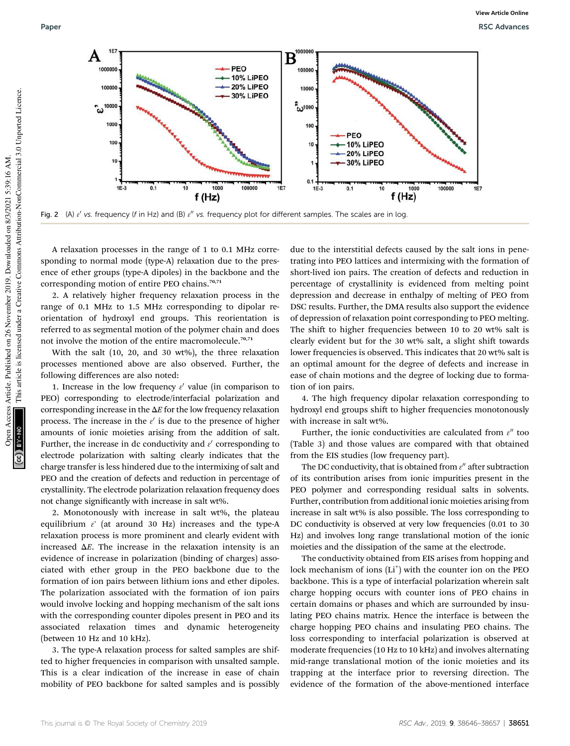Fig. 2 (A) $\varepsilon'$ vs. frequency ($f$ in Hz) and (B) $\varepsilon''$ vs. frequency plot for different samples. The scales are in log.

A relaxation processes in the range of 1 to 0.1 MHz corresponding to normal mode (type-A) relaxation due to the presence of ether groups (type-A dipoles) in the backbone and the corresponding motion of entire PEO chains.[70,71]

2. A relatively higher frequency relaxation process in the range of 0.1 MHz to 1.5 MHz corresponding to dipolar reorientation of hydroxyl end groups. This reorientation is referred to as segmental motion of the polymer chain and does not involve the motion of the entire macromolecule.[70,71]

With the salt (10, 20, and 30 wt%), the three relaxation processes mentioned above are also observed. Further, the following differences are also noted:

1. Increase in the low frequency $\varepsilon'$ value (in comparison to PEO) corresponding to electrode/interfacial polarization and corresponding increase in the $\Delta E$ for the low frequency relaxation process. The increase in the $\varepsilon'$ is due to the presence of higher amounts of ionic moieties arising from the addition of salt. Further, the increase in dc conductivity and $\varepsilon'$ corresponding to electrode polarization with salting clearly indicates that the charge transfer is less hindered due to the intermixing of salt and PEO and the creation of defects and reduction in percentage of crystallinity. The electrode polarization relaxation frequency does not change significantly with increase in salt wt%.

2. Monotonously with increase in salt wt%, the plateau equilibrium $\varepsilon'$ (at around 30 Hz) increases and the type-A relaxation process is more prominent and clearly evident with increased $\Delta E$. The increase in the relaxation intensity is an evidence of increase in polarization (binding of charges) associated with ether group in the PEO backbone due to the formation of ion pairs between lithium ions and ether dipoles. The polarization associated with the formation of ion pairs would involve locking and hopping mechanism of the salt ions with the corresponding counter dipoles present in PEO and its associated relaxation times and dynamic heterogeneity (between 10 Hz and 10 kHz).

3. The type-A relaxation process for salted samples are shifted to higher frequencies in comparison with unsalted sample. This is a clear indication of the increase in ease of chain mobility of PEO backbone for salted samples and is possibly due to the interstitial defects caused by the salt ions in penetrating into PEO lattices and intermixing with the formation of short-lived ion pairs. The creation of defects and reduction in percentage of crystallinity is evidenced from melting point depression and decrease in enthalpy of melting of PEO from DSC results. Further, the DMA results also support the evidence of depression of relaxation point corresponding to PEO melting. The shift to higher frequencies between 10 to 20 wt% salt is clearly evident but for the 30 wt% salt, a slight shift towards lower frequencies is observed. This indicates that 20 wt% salt is an optimal amount for the degree of defects and increase in ease of chain motions and the degree of locking due to formation of ion pairs.

4. The high frequency dipolar relaxation corresponding to hydroxyl end groups shift to higher frequencies monotonously with increase in salt wt%.

Further, the ionic conductivities are calculated from $\varepsilon''$ too (Table 3) and those values are compared with that obtained from the EIS studies (low frequency part).

The DC conductivity, that is obtained from $\varepsilon''$ after subtraction of its contribution arises from ionic impurities present in the PEO polymer and corresponding residual salts in solvents. Further, contribution from additional ionic moieties arising from increase in salt wt% is also possible. The loss corresponding to DC conductivity is observed at very low frequencies (0.01 to 30 Hz) and involves long range translational motion of the ionic moieties and the dissipation of the same at the electrode.

The conductivity obtained from EIS arises from hopping and lock mechanism of ions ($Li^+$) with the counter ion on the PEO backbone. This is a type of interfacial polarization wherein salt charge hopping occurs with counter ions of PEO chains in certain domains or phases and which are surrounded by insulating PEO chains matrix. Hence the interface is between the charge hopping PEO chains and insulating PEO chains. The loss corresponding to interfacial polarization is observed at moderate frequencies (10 Hz to 10 kHz) and involves alternating mid-range translational motion of the ionic moieties and its trapping at the interface prior to reversing direction. The evidence of the formation of the above-mentioned interface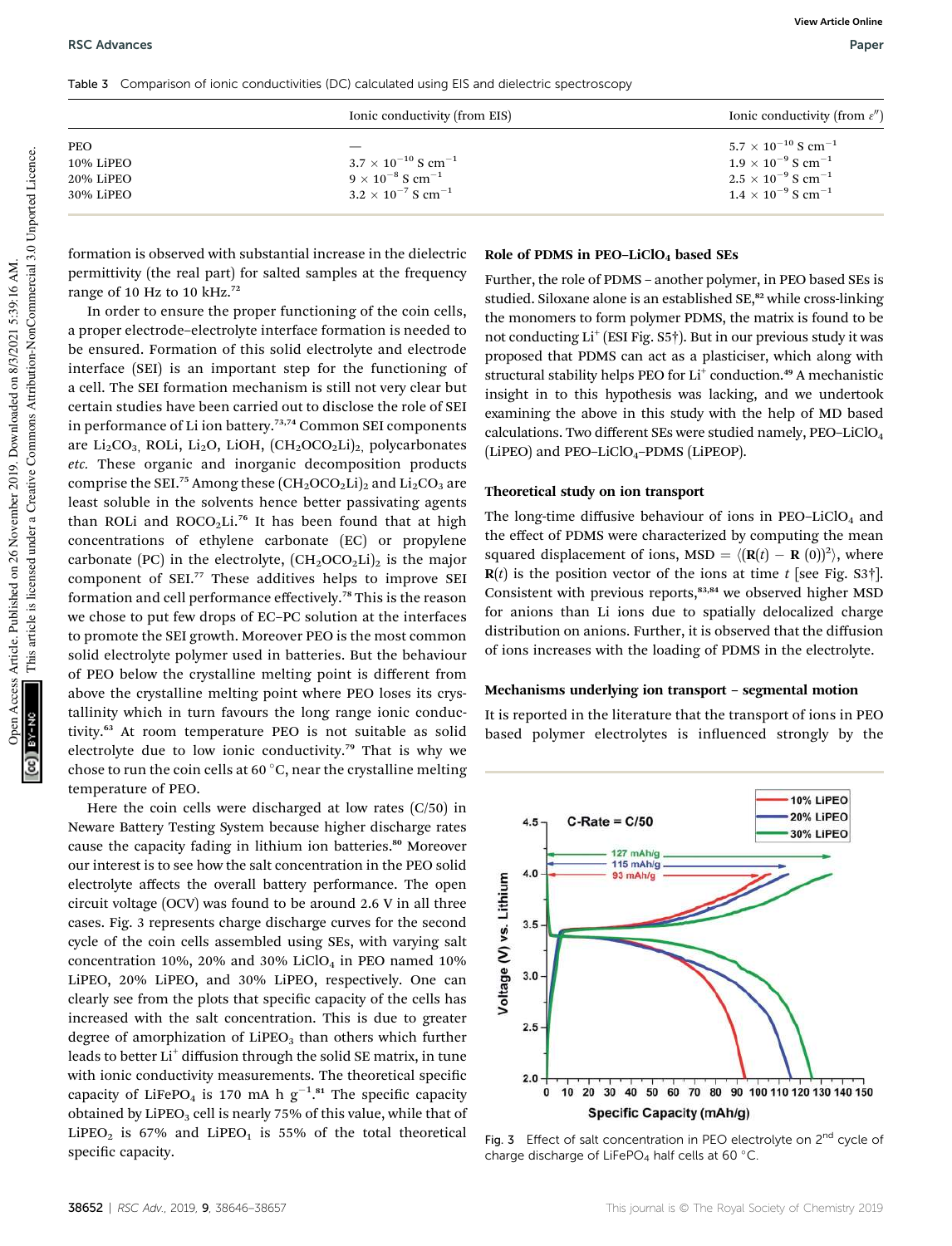Table 3 Comparison of ionic conductivities (DC) calculated using EIS and dielectric spectroscopy

| | Ionic conductivity (from EIS) | Ionic conductivity (from $\varepsilon''$) |
|---|---|---|
| PEO | — | $5.7 \times 10^{-10}$ S cm$^{-1}$ |
| 10% LiPEO | $3.7 \times 10^{-10}$ S cm$^{-1}$ | $1.9 \times 10^{-9}$ S cm$^{-1}$ |
| 20% LiPEO | $9 \times 10^{-8}$ S cm$^{-1}$ | $2.5 \times 10^{-9}$ S cm$^{-1}$ |
| 30% LiPEO | $3.2 \times 10^{-7}$ S cm$^{-1}$ | $1.4 \times 10^{-9}$ S cm$^{-1}$ |

formation is observed with substantial increase in the dielectric permittivity (the real part) for salted samples at the frequency range of 10 Hz to 10 kHz.[72]

In order to ensure the proper functioning of the coin cells, a proper electrode–electrolyte interface formation is needed to be ensured. Formation of this solid electrolyte and electrode interface (SEI) is an important step for the functioning of a cell. The SEI formation mechanism is still not very clear but certain studies have been carried out to disclose the role of SEI in performance of Li ion battery.[73,74] Common SEI components are $Li_2CO_3$, ROLi, $Li_2O$, LiOH, $(CH_2OCO_2Li)_2$, polycarbonates *etc.* These organic and inorganic decomposition products comprise the SEI.[75] Among these $(CH_2OCO_2Li)_2$ and $Li_2CO_3$ are least soluble in the solvents hence better passivating agents than ROLi and $ROCO_2Li$.[76] It has been found that at high concentrations of ethylene carbonate (EC) or propylene carbonate (PC) in the electrolyte, $(CH_2OCO_2Li)_2$ is the major component of SEI.[77] These additives helps to improve SEI formation and cell performance effectively.[78] This is the reason we chose to put few drops of EC–PC solution at the interfaces to promote the SEI growth. Moreover PEO is the most common solid electrolyte polymer used in batteries. But the behaviour of PEO below the crystalline melting point is different from above the crystalline melting point where PEO loses its crystallinity which in turn favours the long range ionic conductivity.[63] At room temperature PEO is not suitable as solid electrolyte due to low ionic conductivity.[79] That is why we chose to run the coin cells at 60 °C, near the crystalline melting temperature of PEO.

Here the coin cells were discharged at low rates (C/50) in Neware Battery Testing System because higher discharge rates cause the capacity fading in lithium ion batteries.[80] Moreover our interest is to see how the salt concentration in the PEO solid electrolyte affects the overall battery performance. The open circuit voltage (OCV) was found to be around 2.6 V in all three cases. Fig. 3 represents charge discharge curves for the second cycle of the coin cells assembled using SEs, with varying salt concentration 10%, 20% and 30% $LiClO_4$ in PEO named 10% LiPEO, 20% LiPEO, and 30% LiPEO, respectively. One can clearly see from the plots that specific capacity of the cells has increased with the salt concentration. This is due to greater degree of amorphization of $LiPEO_3$ than others which further leads to better $Li^+$ diffusion through the solid SE matrix, in tune with ionic conductivity measurements. The theoretical specific capacity of $LiFePO_4$ is 170 mA h g$^{-1}$.[81] The specific capacity obtained by $LiPEO_3$ cell is nearly 75% of this value, while that of $LiPEO_2$ is 67% and $LiPEO_1$ is 55% of the total theoretical specific capacity.

### Role of PDMS in PEO–$LiClO_4$ based SEs

Further, the role of PDMS – another polymer, in PEO based SEs is studied. Siloxane alone is an established SE,[82] while cross-linking the monomers to form polymer PDMS, the matrix is found to be not conducting $Li^+$ (ESI Fig. S5†). But in our previous study it was proposed that PDMS can act as a plasticiser, which along with structural stability helps PEO for $Li^+$ conduction.[49] A mechanistic insight in to this hypothesis was lacking, and we undertook examining the above in this study with the help of MD based calculations. Two different SEs were studied namely, PEO–$LiClO_4$ (LiPEO) and PEO–$LiClO_4$–PDMS (LiPEOP).

### Theoretical study on ion transport

The long-time diffusive behaviour of ions in PEO–$LiClO_4$ and the effect of PDMS were characterized by computing the mean squared displacement of ions, MSD = $\langle(\mathbf{R}(t) - \mathbf{R}(0))^2\rangle$, where $\mathbf{R}(t)$ is the position vector of the ions at time $t$ [see Fig. S3†]. Consistent with previous reports,[83,84] we observed higher MSD for anions than Li ions due to spatially delocalized charge distribution on anions. Further, it is observed that the diffusion of ions increases with the loading of PDMS in the electrolyte.

### Mechanisms underlying ion transport – segmental motion

It is reported in the literature that the transport of ions in PEO based polymer electrolytes is influenced strongly by the

Fig. 3 Effect of salt concentration in PEO electrolyte on 2$^{nd}$ cycle of charge discharge of $LiFePO_4$ half cells at 60 °C.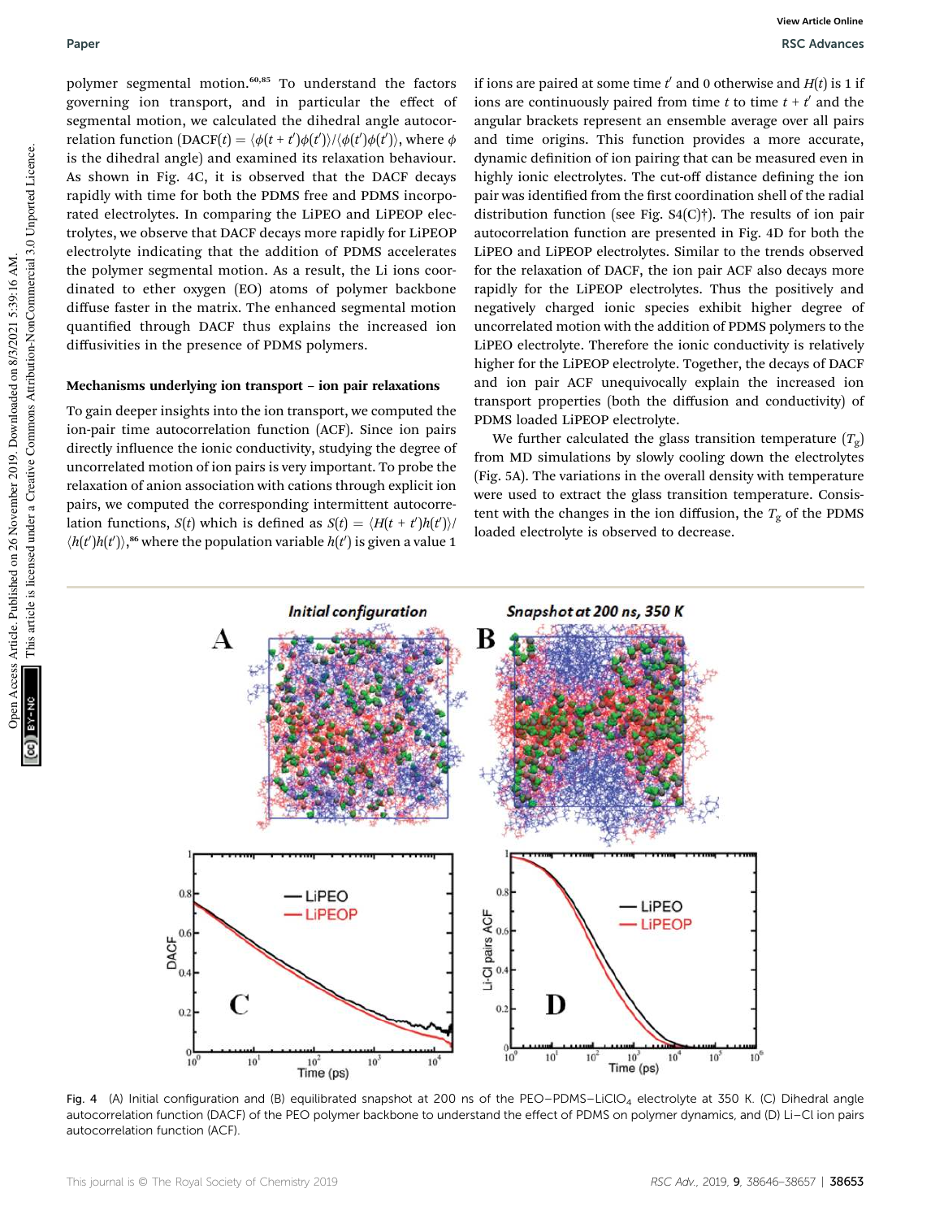polymer segmental motion.[60,85] To understand the factors governing ion transport, and in particular the effect of segmental motion, we calculated the dihedral angle autocorrelation function (DACF($t$) = $\langle\phi(t+t')\phi(t')\rangle/\langle\phi(t')\phi(t')\rangle$, where $\phi$ is the dihedral angle) and examined its relaxation behaviour. As shown in Fig. 4C, it is observed that the DACF decays rapidly with time for both the PDMS free and PDMS incorporated electrolytes. In comparing the LiPEO and LiPEOP electrolytes, we observe that DACF decays more rapidly for LiPEOP electrolyte indicating that the addition of PDMS accelerates the polymer segmental motion. As a result, the Li ions coordinated to ether oxygen (EO) atoms of polymer backbone diffuse faster in the matrix. The enhanced segmental motion quantified through DACF thus explains the increased ion diffusivities in the presence of PDMS polymers.

### Mechanisms underlying ion transport – ion pair relaxations

To gain deeper insights into the ion transport, we computed the ion-pair time autocorrelation function (ACF). Since ion pairs directly influence the ionic conductivity, studying the degree of uncorrelated motion of ion pairs is very important. To probe the relaxation of anion association with cations through explicit ion pairs, we computed the corresponding intermittent autocorrelation functions, $S(t)$ which is defined as $S(t) = \langle H(t+t')h(t')\rangle/\langle h(t')h(t')\rangle$,[86] where the population variable $h(t')$ is given a value 1 if ions are paired at some time $t'$ and 0 otherwise and $H(t)$ is 1 if ions are continuously paired from time $t$ to time $t+t'$ and the angular brackets represent an ensemble average over all pairs and time origins. This function provides a more accurate, dynamic definition of ion pairing that can be measured even in highly ionic electrolytes. The cut-off distance defining the ion pair was identified from the first coordination shell of the radial distribution function (see Fig. S4(C)†). The results of ion pair autocorrelation function are presented in Fig. 4D for both the LiPEO and LiPEOP electrolytes. Similar to the trends observed for the relaxation of DACF, the ion pair ACF also decays more rapidly for the LiPEOP electrolytes. Thus the positively and negatively charged ionic species exhibit higher degree of uncorrelated motion with the addition of PDMS polymers to the LiPEO electrolyte. Therefore the ionic conductivity is relatively higher for the LiPEOP electrolyte. Together, the decays of DACF and ion pair ACF unequivocally explain the increased ion transport properties (both the diffusion and conductivity) of PDMS loaded LiPEOP electrolyte.

We further calculated the glass transition temperature ($T_g$) from MD simulations by slowly cooling down the electrolytes (Fig. 5A). The variations in the overall density with temperature were used to extract the glass transition temperature. Consistent with the changes in the ion diffusion, the $T_g$ of the PDMS loaded electrolyte is observed to decrease.

Fig. 4 (A) Initial configuration and (B) equilibrated snapshot at 200 ns of the PEO–PDMS–$LiClO_4$ electrolyte at 350 K. (C) Dihedral angle autocorrelation function (DACF) of the PEO polymer backbone to understand the effect of PDMS on polymer dynamics, and (D) Li–Cl ion pairs autocorrelation function (ACF).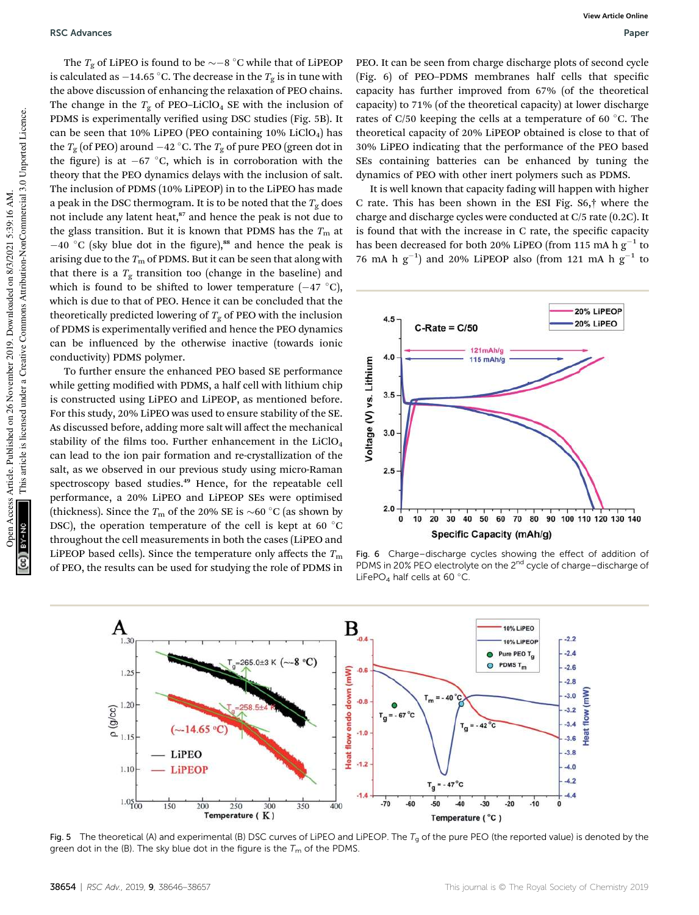The $T_g$ of LiPEO is found to be ∼−8 °C while that of LiPEOP is calculated as −14.65 °C. The decrease in the $T_g$ is in tune with the above discussion of enhancing the relaxation of PEO chains. The change in the $T_g$ of PEO–$LiClO_4$ SE with the inclusion of PDMS is experimentally verified using DSC studies (Fig. 5B). It can be seen that 10% LiPEO (PEO containing 10% $LiClO_4$) has the $T_g$ (of PEO) around −42 °C. The $T_g$ of pure PEO (green dot in the figure) is at −67 °C, which is in corroboration with the theory that the PEO dynamics delays with the inclusion of salt. The inclusion of PDMS (10% LiPEOP) in to the LiPEO has made a peak in the DSC thermogram. It is to be noted that the $T_g$ does not include any latent heat,[87] and hence the peak is not due to the glass transition. But it is known that PDMS has the $T_m$ at −40 °C (sky blue dot in the figure),[88] and hence the peak is arising due to the $T_m$ of PDMS. But it can be seen that along with that there is a $T_g$ transition too (change in the baseline) and which is found to be shifted to lower temperature (−47 °C), which is due to that of PEO. Hence it can be concluded that the theoretically predicted lowering of $T_g$ of PEO with the inclusion of PDMS is experimentally verified and hence the PEO dynamics can be influenced by the otherwise inactive (towards ionic conductivity) PDMS polymer.

To further ensure the enhanced PEO based SE performance while getting modified with PDMS, a half cell with lithium chip is constructed using LiPEO and LiPEOP, as mentioned before. For this study, 20% LiPEO was used to ensure stability of the SE. As discussed before, adding more salt will affect the mechanical stability of the films too. Further enhancement in the $LiClO_4$ can lead to the ion pair formation and re-crystallization of the salt, as we observed in our previous study using micro-Raman spectroscopy based studies.[49] Hence, for the repeatable cell performance, a 20% LiPEO and LiPEOP SEs were optimised (thickness). Since the $T_m$ of the 20% SE is ∼60 °C (as shown by DSC), the operation temperature of the cell is kept at 60 °C throughout the cell measurements in both the cases (LiPEO and LiPEOP based cells). Since the temperature only affects the $T_m$ of PEO, the results can be used for studying the role of PDMS in PEO. It can be seen from charge discharge plots of second cycle (Fig. 6) of PEO–PDMS membranes half cells that specific capacity has further improved from 67% (of the theoretical capacity) to 71% (of the theoretical capacity) at lower discharge rates of C/50 keeping the cells at a temperature of 60 °C. The theoretical capacity of 20% LiPEOP obtained is close to that of 30% LiPEO indicating that the performance of the PEO based SEs containing batteries can be enhanced by tuning the dynamics of PEO with other inert polymers such as PDMS.

It is well known that capacity fading will happen with higher C rate. This has been shown in the ESI Fig. S6,† where the charge and discharge cycles were conducted at C/5 rate (0.2C). It is found that with the increase in C rate, the specific capacity has been decreased for both 20% LiPEO (from 115 mA h $g^{-1}$ to 76 mA h $g^{-1}$) and 20% LiPEOP also (from 121 mA h $g^{-1}$ to

Fig. 6 Charge–discharge cycles showing the effect of addition of PDMS in 20% PEO electrolyte on the 2nd cycle of charge–discharge of $LiFePO_4$ half cells at 60 °C.

Fig. 5 The theoretical (A) and experimental (B) DSC curves of LiPEO and LiPEOP. The $T_g$ of the pure PEO (the reported value) is denoted by the green dot in the (B). The sky blue dot in the figure is the $T_m$ of the PDMS.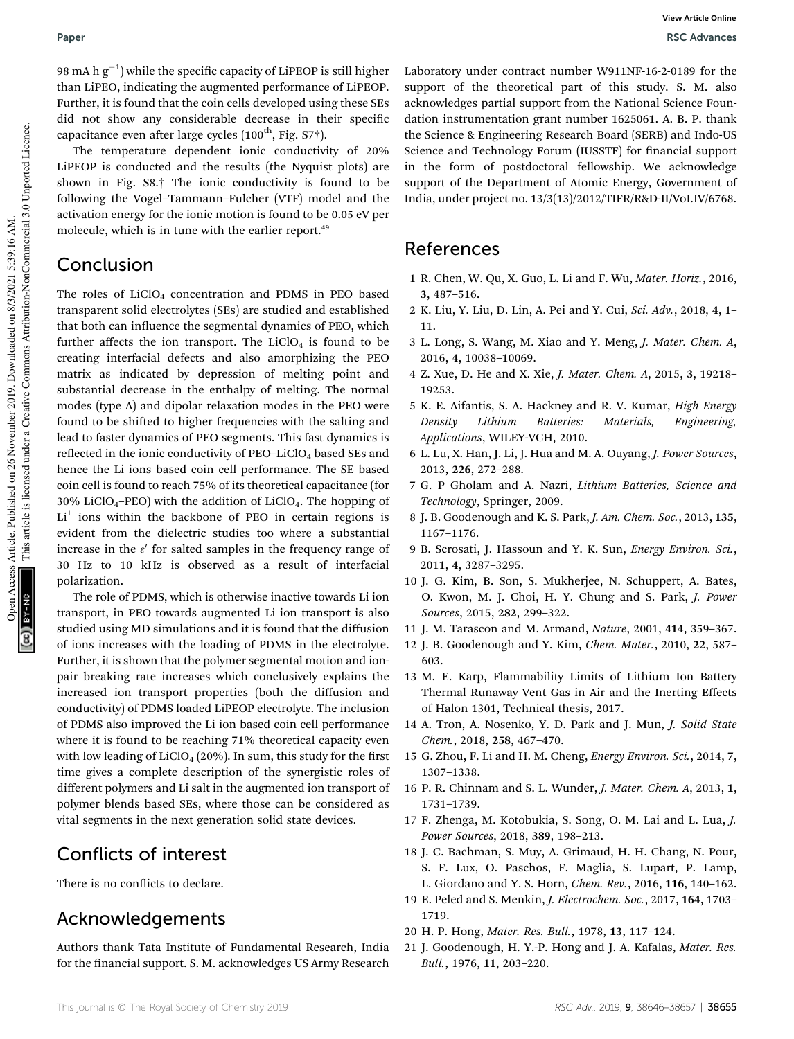98 mA h g$^{-1}$) while the specific capacity of LiPEOP is still higher than LiPEO, indicating the augmented performance of LiPEOP. Further, it is found that the coin cells developed using these SEs did not show any considerable decrease in their specific capacitance even after large cycles (100$^{th}$, Fig. S7†).

The temperature dependent ionic conductivity of 20% LiPEOP is conducted and the results (the Nyquist plots) are shown in Fig. S8.† The ionic conductivity is found to be following the Vogel–Tammann–Fulcher (VTF) model and the activation energy for the ionic motion is found to be 0.05 eV per molecule, which is in tune with the earlier report.[49]

## Conclusion

The roles of $LiClO_4$ concentration and PDMS in PEO based transparent solid electrolytes (SEs) are studied and established that both can influence the segmental dynamics of PEO, which further affects the ion transport. The $LiClO_4$ is found to be creating interfacial defects and also amorphizing the PEO matrix as indicated by depression of melting point and substantial decrease in the enthalpy of melting. The normal modes (type A) and dipolar relaxation modes in the PEO were found to be shifted to higher frequencies with the salting and lead to faster dynamics of PEO segments. This fast dynamics is reflected in the ionic conductivity of PEO–$LiClO_4$ based SEs and hence the Li ions based coin cell performance. The SE based coin cell is found to reach 75% of its theoretical capacitance (for 30% $LiClO_4$–PEO) with the addition of $LiClO_4$. The hopping of $Li^+$ ions within the backbone of PEO in certain regions is evident from the dielectric studies too where a substantial increase in the $\varepsilon'$ for salted samples in the frequency range of 30 Hz to 10 kHz is observed as a result of interfacial polarization.

The role of PDMS, which is otherwise inactive towards Li ion transport, in PEO towards augmented Li ion transport is also studied using MD simulations and it is found that the diffusion of ions increases with the loading of PDMS in the electrolyte. Further, it is shown that the polymer segmental motion and ion-pair breaking rate increases which conclusively explains the increased ion transport properties (both the diffusion and conductivity) of PDMS loaded LiPEOP electrolyte. The inclusion of PDMS also improved the Li ion based coin cell performance where it is found to be reaching 71% theoretical capacity even with low leading of $LiClO_4$ (20%). In sum, this study for the first time gives a complete description of the synergistic roles of different polymers and Li salt in the augmented ion transport of polymer blends based SEs, where those can be considered as vital segments in the next generation solid state devices.

## Conflicts of interest

There is no conflicts to declare.

## Acknowledgements

Authors thank Tata Institute of Fundamental Research, India for the financial support. S. M. acknowledges US Army Research Laboratory under contract number W911NF-16-2-0189 for the support of the theoretical part of this study. S. M. also acknowledges partial support from the National Science Foundation instrumentation grant number 1625061. A. B. P. thank the Science & Engineering Research Board (SERB) and Indo-US Science and Technology Forum (IUSSTF) for financial support in the form of postdoctoral fellowship. We acknowledge support of the Department of Atomic Energy, Government of India, under project no. 13/3(13)/2012/TIFR/R&D-II/VoI.IV/6768.

## References

1. R. Chen, W. Qu, X. Guo, L. Li and F. Wu, *Mater. Horiz.*, 2016, **3**, 487–516.
2. K. Liu, Y. Liu, D. Lin, A. Pei and Y. Cui, *Sci. Adv.*, 2018, **4**, 1–11.
3. L. Long, S. Wang, M. Xiao and Y. Meng, *J. Mater. Chem. A*, 2016, **4**, 10038–10069.
4. Z. Xue, D. He and X. Xie, *J. Mater. Chem. A*, 2015, **3**, 19218–19253.
5. K. E. Aifantis, S. A. Hackney and R. V. Kumar, *High Energy Density Lithium Batteries: Materials, Engineering, Applications*, WILEY-VCH, 2010.
6. L. Lu, X. Han, J. Li, J. Hua and M. A. Ouyang, *J. Power Sources*, 2013, **226**, 272–288.
7. G. P Gholam and A. Nazri, *Lithium Batteries, Science and Technology*, Springer, 2009.
8. J. B. Goodenough and K. S. Park, *J. Am. Chem. Soc.*, 2013, **135**, 1167–1176.
9. B. Scrosati, J. Hassoun and Y. K. Sun, *Energy Environ. Sci.*, 2011, **4**, 3287–3295.
10. J. G. Kim, B. Son, S. Mukherjee, N. Schuppert, A. Bates, O. Kwon, M. J. Choi, H. Y. Chung and S. Park, *J. Power Sources*, 2015, **282**, 299–322.
11. J. M. Tarascon and M. Armand, *Nature*, 2001, **414**, 359–367.
12. J. B. Goodenough and Y. Kim, *Chem. Mater.*, 2010, **22**, 587–603.
13. M. E. Karp, Flammability Limits of Lithium Ion Battery Thermal Runaway Vent Gas in Air and the Inerting Effects of Halon 1301, Technical thesis, 2017.
14. A. Tron, A. Nosenko, Y. D. Park and J. Mun, *J. Solid State Chem.*, 2018, **258**, 467–470.
15. G. Zhou, F. Li and H. M. Cheng, *Energy Environ. Sci.*, 2014, **7**, 1307–1338.
16. P. R. Chinnam and S. L. Wunder, *J. Mater. Chem. A*, 2013, **1**, 1731–1739.
17. F. Zhenga, M. Kotobukia, S. Song, O. M. Lai and L. Lua, *J. Power Sources*, 2018, **389**, 198–213.
18. J. C. Bachman, S. Muy, A. Grimaud, H. H. Chang, N. Pour, S. F. Lux, O. Paschos, F. Maglia, S. Lupart, P. Lamp, L. Giordano and Y. S. Horn, *Chem. Rev.*, 2016, **116**, 140–162.
19. E. Peled and S. Menkin, *J. Electrochem. Soc.*, 2017, **164**, 1703–1719.
20. H. P. Hong, *Mater. Res. Bull.*, 1978, **13**, 117–124.
21. J. Goodenough, H. Y.-P. Hong and J. A. Kafalas, *Mater. Res. Bull.*, 1976, **11**, 203–220.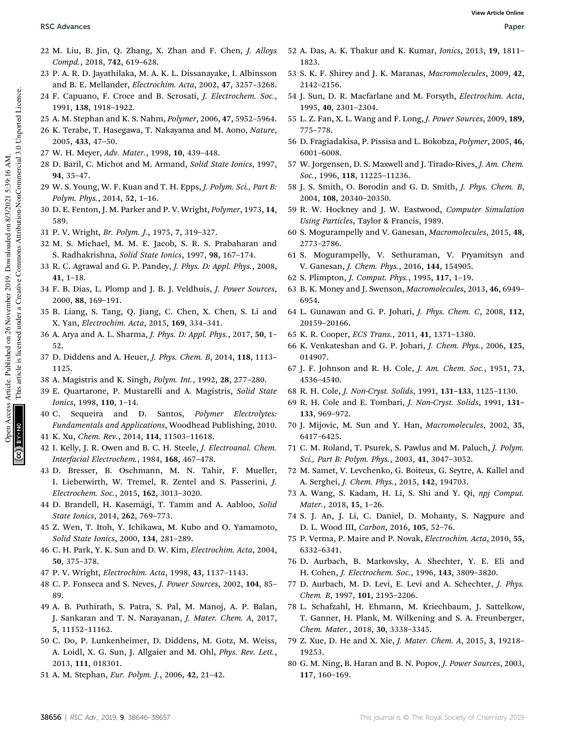22 M. Liu, B. Jin, Q. Zhang, X. Zhan and F. Chen, *J. Alloys Compd.*, 2018, **742**, 619–628.

23 P. A. R. D. Jayathilaka, M. A. K. L. Dissanayake, I. Albinsson and B. E. Mellander, *Electrochim. Acta*, 2002, **47**, 3257–3268.

24 F. Capuano, F. Croce and B. Scrosati, *J. Electrochem. Soc.*, 1991, **138**, 1918–1922.

25 A. M. Stephan and K. S. Nahm, *Polymer*, 2006, **47**, 5952–5964.

26 K. Terabe, T. Hasegawa, T. Nakayama and M. Aono, *Nature*, 2005, **433**, 47–50.

27 W. H. Meyer, *Adv. Mater.*, 1998, **10**, 439–448.

28 D. Baril, C. Michot and M. Armand, *Solid State Ionics*, 1997, **94**, 35–47.

29 W. S. Young, W. F. Kuan and T. H. Epps, *J. Polym. Sci., Part B: Polym. Phys.*, 2014, **52**, 1–16.

30 D. E. Fenton, J. M. Parker and P. V. Wright, *Polymer*, 1973, **14**, 589.

31 P. V. Wright, *Br. Polym. J.*, 1975, **7**, 319–327.

32 M. S. Michael, M. M. E. Jacob, S. R. S. Prabaharan and S. Radhakrishna, *Solid State Ionics*, 1997, **98**, 167–174.

33 R. C. Agrawal and G. P. Pandey, *J. Phys. D: Appl. Phys.*, 2008, **41**, 1–18.

34 F. B. Dias, L. Plomp and J. B. J. Veldhuis, *J. Power Sources*, 2000, **88**, 169–191.

35 B. Liang, S. Tang, Q. Jiang, C. Chen, X. Chen, S. Li and X. Yan, *Electrochim. Acta*, 2015, **169**, 334–341.

36 A. Arya and A. L. Sharma, *J. Phys. D: Appl. Phys.*, 2017, **50**, 1–52.

37 D. Diddens and A. Heuer, *J. Phys. Chem. B*, 2014, **118**, 1113–1125.

38 A. Magistris and K. Singh, *Polym. Int.*, 1992, **28**, 277–280.

39 E. Quartarone, P. Mustarelli and A. Magistris, *Solid State Ionics*, 1998, **110**, 1–14.

40 C. Sequeira and D. Santos, *Polymer Electrolytes: Fundamentals and Applications*, Woodhead Publishing, 2010.

41 K. Xu, *Chem. Rev.*, 2014, **114**, 11503–11618.

42 I. Kelly, J. R. Owen and B. C. H. Steele, *J. Electroanal. Chem. Interfacial Electrochem.*, 1984, **168**, 467–478.

43 D. Bresser, B. Oschmann, M. N. Tahir, F. Mueller, I. Lieberwirth, W. Tremel, R. Zentel and S. Passerini, *J. Electrochem. Soc.*, 2015, **162**, 3013–3020.

44 D. Brandell, H. Kasemägi, T. Tamm and A. Aabloo, *Solid State Ionics*, 2014, **262**, 769–773.

45 Z. Wen, T. Itoh, Y. Ichikawa, M. Kubo and O. Yamamoto, *Solid State Ionics*, 2000, **134**, 281–289.

46 C. H. Park, Y. K. Sun and D. W. Kim, *Electrochim. Acta*, 2004, **50**, 375–378.

47 P. V. Wright, *Electrochim. Acta*, 1998, **43**, 1137–1143.

48 C. P. Fonseca and S. Neves, *J. Power Sources*, 2002, **104**, 85–89.

49 A. B. Puthirath, S. Patra, S. Pal, M. Manoj, A. P. Balan, J. Sankaran and T. N. Narayanan, *J. Mater. Chem. A*, 2017, **5**, 11152–11162.

50 C. Do, P. Lunkenheimer, D. Diddens, M. Gotz, M. Weiss, A. Loidl, X. G. Sun, J. Allgaier and M. Ohl, *Phys. Rev. Lett.*, 2013, **111**, 018301.

51 A. M. Stephan, *Eur. Polym. J.*, 2006, **42**, 21–42.

52 A. Das, A. K. Thakur and K. Kumar, *Ionics*, 2013, **19**, 1811–1823.

53 S. K. F. Shirey and J. K. Maranas, *Macromolecules*, 2009, **42**, 2142–2156.

54 J. Sun, D. R. Macfarlane and M. Forsyth, *Electrochim. Acta*, 1995, **40**, 2301–2304.

55 L. Z. Fan, X. L. Wang and F. Long, *J. Power Sources*, 2009, **189**, 775–778.

56 D. Fragiadakisa, P. Pississa and L. Bokobza, *Polymer*, 2005, **46**, 6001–6008.

57 W. Jorgensen, D. S. Maxwell and J. Tirado-Rives, *J. Am. Chem. Soc.*, 1996, **118**, 11225–11236.

58 J. S. Smith, O. Borodin and G. D. Smith, *J. Phys. Chem. B*, 2004, **108**, 20340–20350.

59 R. W. Hockney and J. W. Eastwood, *Computer Simulation Using Particles*, Taylor & Francis, 1989.

60 S. Mogurampelly and V. Ganesan, *Macromolecules*, 2015, **48**, 2773–2786.

61 S. Mogurampelly, V. Sethuraman, V. Pryamitsyn and V. Ganesan, *J. Chem. Phys.*, 2016, **144**, 154905.

62 S. Plimpton, *J. Comput. Phys.*, 1995, **117**, 1–19.

63 B. K. Money and J. Swenson, *Macromolecules*, 2013, **46**, 6949–6954.

64 L. Gunawan and G. P. Johari, *J. Phys. Chem. C*, 2008, **112**, 20159–20166.

65 K. R. Cooper, *ECS Trans.*, 2011, **41**, 1371–1380.

66 K. Venkateshan and G. P. Johari, *J. Chem. Phys.*, 2006, **125**, 014907.

67 J. F. Johnson and R. H. Cole, *J. Am. Chem. Soc.*, 1951, **73**, 4536–4540.

68 R. H. Cole, *J. Non-Cryst. Solids*, 1991, **131–133**, 1125–1130.

69 R. H. Cole and E. Tombari, *J. Non-Cryst. Solids*, 1991, **131–133**, 969–972.

70 J. Mijovic, M. Sun and Y. Han, *Macromolecules*, 2002, **35**, 6417–6425.

71 C. M. Roland, T. Psurek, S. Pawlus and M. Paluch, *J. Polym. Sci., Part B: Polym. Phys.*, 2003, **41**, 3047–3052.

72 M. Samet, V. Levchenko, G. Boiteux, G. Seytre, A. Kallel and A. Serghei, *J. Chem. Phys.*, 2015, **142**, 194703.

73 A. Wang, S. Kadam, H. Li, S. Shi and Y. Qi, *npj Comput. Mater.*, 2018, **15**, 1–26.

74 S. J. An, J. Li, C. Daniel, D. Mohanty, S. Nagpure and D. L. Wood III, *Carbon*, 2016, **105**, 52–76.

75 P. Verma, P. Maire and P. Novak, *Electrochim. Acta*, 2010, **55**, 6332–6341.

76 D. Aurbach, B. Markovsky, A. Shechter, Y. E. Eli and H. Cohen, *J. Electrochem. Soc.*, 1996, **143**, 3809–3820.

77 D. Aurbach, M. D. Levi, E. Levi and A. Schechter, *J. Phys. Chem. B*, 1997, **101**, 2195–2206.

78 L. Schafzahl, H. Ehmann, M. Kriechbaum, J. Sattelkow, T. Ganner, H. Plank, M. Wilkening and S. A. Freunberger, *Chem. Mater.*, 2018, **30**, 3338–3345.

79 Z. Xue, D. He and X. Xie, *J. Mater. Chem. A*, 2015, **3**, 19218–19253.

80 G. M. Ning, B. Haran and B. N. Popov, *J. Power Sources*, 2003, **117**, 160–169.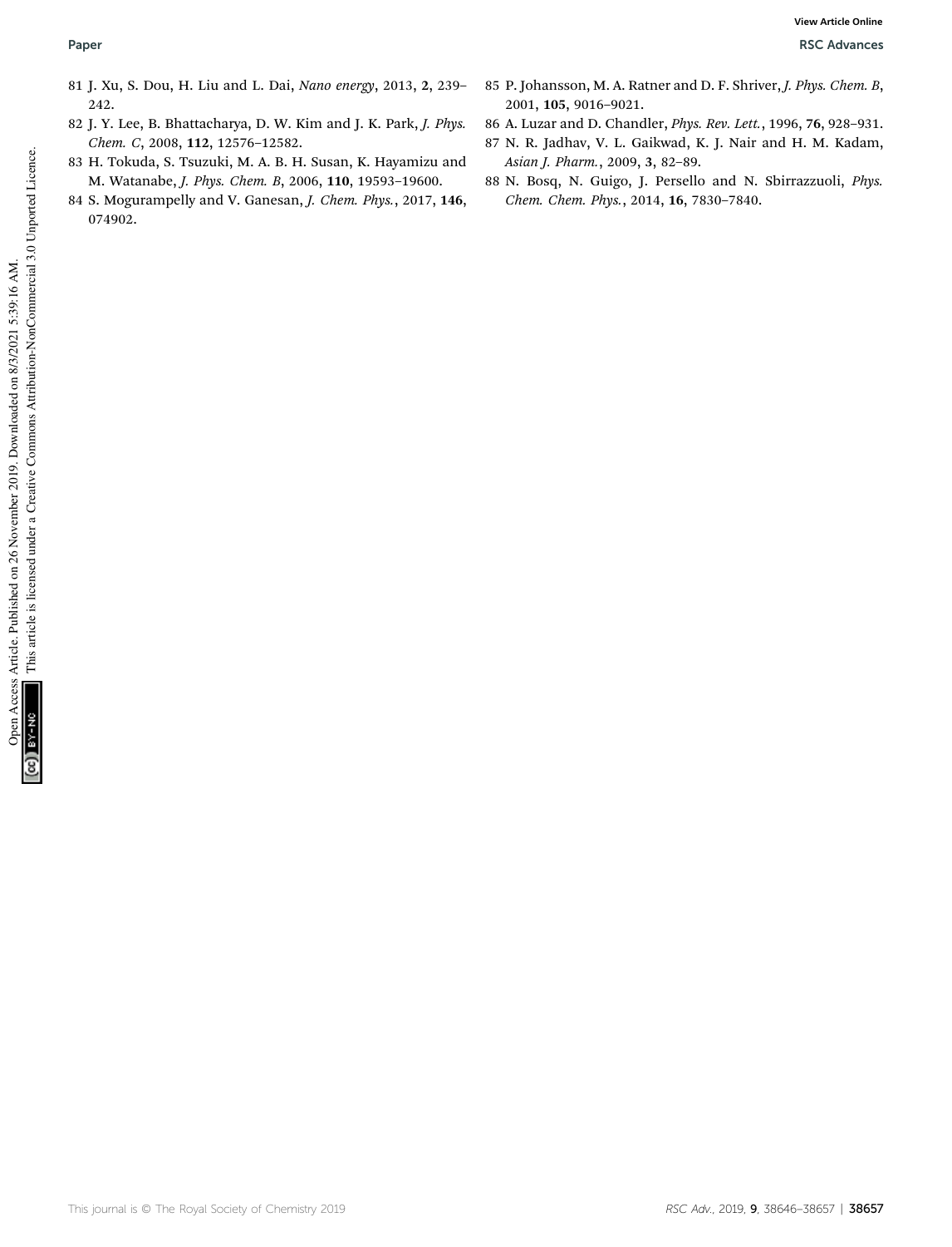81 J. Xu, S. Dou, H. Liu and L. Dai, *Nano energy*, 2013, **2**, 239–242.

82 J. Y. Lee, B. Bhattacharya, D. W. Kim and J. K. Park, *J. Phys. Chem. C*, 2008, **112**, 12576–12582.

83 H. Tokuda, S. Tsuzuki, M. A. B. H. Susan, K. Hayamizu and M. Watanabe, *J. Phys. Chem. B*, 2006, **110**, 19593–19600.

84 S. Mogurampelly and V. Ganesan, *J. Chem. Phys.*, 2017, **146**, 074902.

85 P. Johansson, M. A. Ratner and D. F. Shriver, *J. Phys. Chem. B*, 2001, **105**, 9016–9021.

86 A. Luzar and D. Chandler, *Phys. Rev. Lett.*, 1996, **76**, 928–931.

87 N. R. Jadhav, V. L. Gaikwad, K. J. Nair and H. M. Kadam, *Asian J. Pharm.*, 2009, **3**, 82–89.

88 N. Bosq, N. Guigo, J. Persello and N. Sbirrazzuoli, *Phys. Chem. Chem. Phys.*, 2014, **16**, 7830–7840.